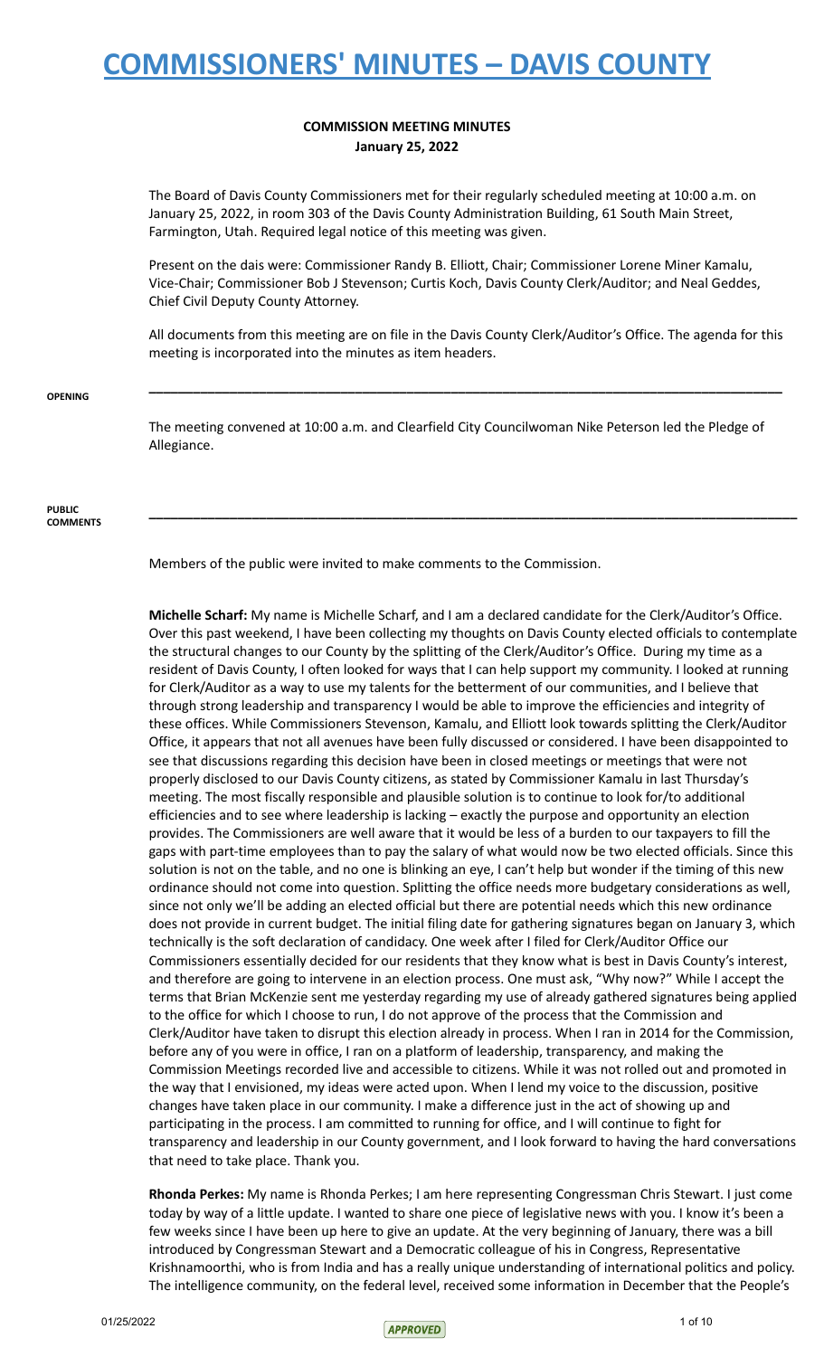# COMMISSIONERS' MINUTES – DAVIS COUNTY

**COMMISSION MEETING MINUTES**
**January 25, 2022**

The Board of Davis County Commissioners met for their regularly scheduled meeting at 10:00 a.m. on January 25, 2022, in room 303 of the Davis County Administration Building, 61 South Main Street, Farmington, Utah. Required legal notice of this meeting was given.

Present on the dais were: Commissioner Randy B. Elliott, Chair; Commissioner Lorene Miner Kamalu, Vice-Chair; Commissioner Bob J Stevenson; Curtis Koch, Davis County Clerk/Auditor; and Neal Geddes, Chief Civil Deputy County Attorney.

All documents from this meeting are on file in the Davis County Clerk/Auditor's Office. The agenda for this meeting is incorporated into the minutes as item headers.

---

**OPENING**

The meeting convened at 10:00 a.m. and Clearfield City Councilwoman Nike Peterson led the Pledge of Allegiance.

---

**PUBLIC COMMENTS**

Members of the public were invited to make comments to the Commission.

**Michelle Scharf:** My name is Michelle Scharf, and I am a declared candidate for the Clerk/Auditor's Office. Over this past weekend, I have been collecting my thoughts on Davis County elected officials to contemplate the structural changes to our County by the splitting of the Clerk/Auditor's Office. During my time as a resident of Davis County, I often looked for ways that I can help support my community. I looked at running for Clerk/Auditor as a way to use my talents for the betterment of our communities, and I believe that through strong leadership and transparency I would be able to improve the efficiencies and integrity of these offices. While Commissioners Stevenson, Kamalu, and Elliott look towards splitting the Clerk/Auditor Office, it appears that not all avenues have been fully discussed or considered. I have been disappointed to see that discussions regarding this decision have been in closed meetings or meetings that were not properly disclosed to our Davis County citizens, as stated by Commissioner Kamalu in last Thursday's meeting. The most fiscally responsible and plausible solution is to continue to look for/to additional efficiencies and to see where leadership is lacking – exactly the purpose and opportunity an election provides. The Commissioners are well aware that it would be less of a burden to our taxpayers to fill the gaps with part-time employees than to pay the salary of what would now be two elected officials. Since this solution is not on the table, and no one is blinking an eye, I can't help but wonder if the timing of this new ordinance should not come into question. Splitting the office needs more budgetary considerations as well, since not only we'll be adding an elected official but there are potential needs which this new ordinance does not provide in current budget. The initial filing date for gathering signatures began on January 3, which technically is the soft declaration of candidacy. One week after I filed for Clerk/Auditor Office our Commissioners essentially decided for our residents that they know what is best in Davis County's interest, and therefore are going to intervene in an election process. One must ask, "Why now?" While I accept the terms that Brian McKenzie sent me yesterday regarding my use of already gathered signatures being applied to the office for which I choose to run, I do not approve of the process that the Commission and Clerk/Auditor have taken to disrupt this election already in process. When I ran in 2014 for the Commission, before any of you were in office, I ran on a platform of leadership, transparency, and making the Commission Meetings recorded live and accessible to citizens. While it was not rolled out and promoted in the way that I envisioned, my ideas were acted upon. When I lend my voice to the discussion, positive changes have taken place in our community. I make a difference just in the act of showing up and participating in the process. I am committed to running for office, and I will continue to fight for transparency and leadership in our County government, and I look forward to having the hard conversations that need to take place. Thank you.

**Rhonda Perkes:** My name is Rhonda Perkes; I am here representing Congressman Chris Stewart. I just come today by way of a little update. I wanted to share one piece of legislative news with you. I know it's been a few weeks since I have been up here to give an update. At the very beginning of January, there was a bill introduced by Congressman Stewart and a Democratic colleague of his in Congress, Representative Krishnamoorthi, who is from India and has a really unique understanding of international politics and policy. The intelligence community, on the federal level, received some information in December that the People's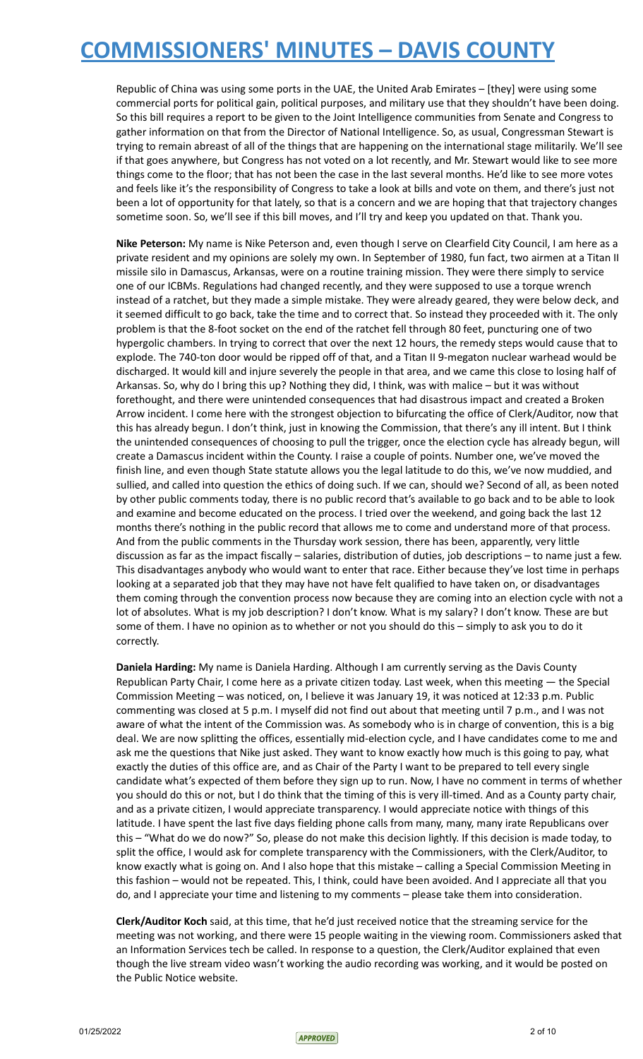Republic of China was using some ports in the UAE, the United Arab Emirates – [they] were using some commercial ports for political gain, political purposes, and military use that they shouldn't have been doing. So this bill requires a report to be given to the Joint Intelligence communities from Senate and Congress to gather information on that from the Director of National Intelligence. So, as usual, Congressman Stewart is trying to remain abreast of all of the things that are happening on the international stage militarily. We'll see if that goes anywhere, but Congress has not voted on a lot recently, and Mr. Stewart would like to see more things come to the floor; that has not been the case in the last several months. He'd like to see more votes and feels like it's the responsibility of Congress to take a look at bills and vote on them, and there's just not been a lot of opportunity for that lately, so that is a concern and we are hoping that that trajectory changes sometime soon. So, we'll see if this bill moves, and I'll try and keep you updated on that. Thank you.

**Nike Peterson:** My name is Nike Peterson and, even though I serve on Clearfield City Council, I am here as a private resident and my opinions are solely my own. In September of 1980, fun fact, two airmen at a Titan II missile silo in Damascus, Arkansas, were on a routine training mission. They were there simply to service one of our ICBMs. Regulations had changed recently, and they were supposed to use a torque wrench instead of a ratchet, but they made a simple mistake. They were already geared, they were below deck, and it seemed difficult to go back, take the time and to correct that. So instead they proceeded with it. The only problem is that the 8-foot socket on the end of the ratchet fell through 80 feet, puncturing one of two hypergolic chambers. In trying to correct that over the next 12 hours, the remedy steps would cause that to explode. The 740-ton door would be ripped off of that, and a Titan II 9-megaton nuclear warhead would be discharged. It would kill and injure severely the people in that area, and we came this close to losing half of Arkansas. So, why do I bring this up? Nothing they did, I think, was with malice – but it was without forethought, and there were unintended consequences that had disastrous impact and created a Broken Arrow incident. I come here with the strongest objection to bifurcating the office of Clerk/Auditor, now that this has already begun. I don't think, just in knowing the Commission, that there's any ill intent. But I think the unintended consequences of choosing to pull the trigger, once the election cycle has already begun, will create a Damascus incident within the County. I raise a couple of points. Number one, we've moved the finish line, and even though State statute allows you the legal latitude to do this, we've now muddied, and sullied, and called into question the ethics of doing such. If we can, should we? Second of all, as been noted by other public comments today, there is no public record that's available to go back and to be able to look and examine and become educated on the process. I tried over the weekend, and going back the last 12 months there's nothing in the public record that allows me to come and understand more of that process. And from the public comments in the Thursday work session, there has been, apparently, very little discussion as far as the impact fiscally – salaries, distribution of duties, job descriptions – to name just a few. This disadvantages anybody who would want to enter that race. Either because they've lost time in perhaps looking at a separated job that they may have not have felt qualified to have taken on, or disadvantages them coming through the convention process now because they are coming into an election cycle with not a lot of absolutes. What is my job description? I don't know. What is my salary? I don't know. These are but some of them. I have no opinion as to whether or not you should do this – simply to ask you to do it correctly.

**Daniela Harding:** My name is Daniela Harding. Although I am currently serving as the Davis County Republican Party Chair, I come here as a private citizen today. Last week, when this meeting — the Special Commission Meeting – was noticed, on, I believe it was January 19, it was noticed at 12:33 p.m. Public commenting was closed at 5 p.m. I myself did not find out about that meeting until 7 p.m., and I was not aware of what the intent of the Commission was. As somebody who is in charge of convention, this is a big deal. We are now splitting the offices, essentially mid-election cycle, and I have candidates come to me and ask me the questions that Nike just asked. They want to know exactly how much is this going to pay, what exactly the duties of this office are, and as Chair of the Party I want to be prepared to tell every single candidate what's expected of them before they sign up to run. Now, I have no comment in terms of whether you should do this or not, but I do think that the timing of this is very ill-timed. And as a County party chair, and as a private citizen, I would appreciate transparency. I would appreciate notice with things of this latitude. I have spent the last five days fielding phone calls from many, many, many irate Republicans over this – "What do we do now?" So, please do not make this decision lightly. If this decision is made today, to split the office, I would ask for complete transparency with the Commissioners, with the Clerk/Auditor, to know exactly what is going on. And I also hope that this mistake – calling a Special Commission Meeting in this fashion – would not be repeated. This, I think, could have been avoided. And I appreciate all that you do, and I appreciate your time and listening to my comments – please take them into consideration.

**Clerk/Auditor Koch** said, at this time, that he'd just received notice that the streaming service for the meeting was not working, and there were 15 people waiting in the viewing room. Commissioners asked that an Information Services tech be called. In response to a question, the Clerk/Auditor explained that even though the live stream video wasn't working the audio recording was working, and it would be posted on the Public Notice website.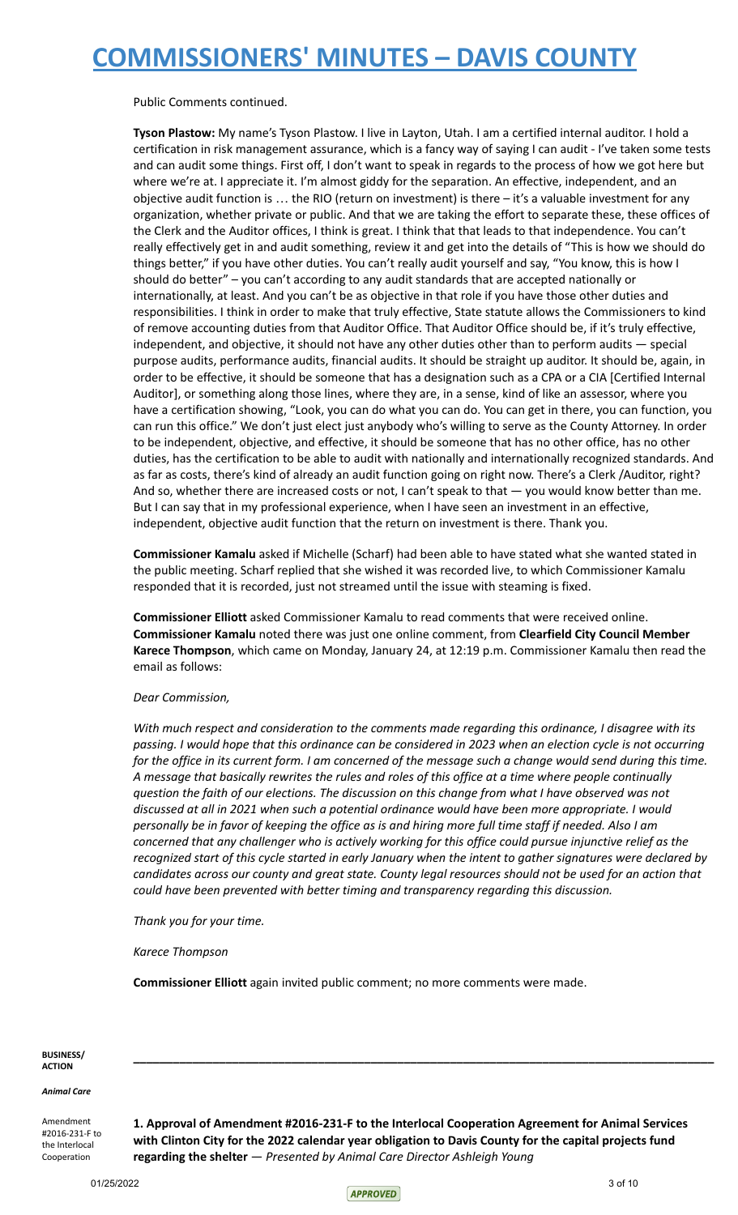Public Comments continued.

**Tyson Plastow:** My name's Tyson Plastow. I live in Layton, Utah. I am a certified internal auditor. I hold a certification in risk management assurance, which is a fancy way of saying I can audit - I've taken some tests and can audit some things. First off, I don't want to speak in regards to the process of how we got here but where we're at. I appreciate it. I'm almost giddy for the separation. An effective, independent, and an objective audit function is … the RIO (return on investment) is there – it's a valuable investment for any organization, whether private or public. And that we are taking the effort to separate these, these offices of the Clerk and the Auditor offices, I think is great. I think that that leads to that independence. You can't really effectively get in and audit something, review it and get into the details of "This is how we should do things better," if you have other duties. You can't really audit yourself and say, "You know, this is how I should do better" – you can't according to any audit standards that are accepted nationally or internationally, at least. And you can't be as objective in that role if you have those other duties and responsibilities. I think in order to make that truly effective, State statute allows the Commissioners to kind of remove accounting duties from that Auditor Office. That Auditor Office should be, if it's truly effective, independent, and objective, it should not have any other duties other than to perform audits — special purpose audits, performance audits, financial audits. It should be straight up auditor. It should be, again, in order to be effective, it should be someone that has a designation such as a CPA or a CIA [Certified Internal Auditor], or something along those lines, where they are, in a sense, kind of like an assessor, where you have a certification showing, "Look, you can do what you can do. You can get in there, you can function, you can run this office." We don't just elect just anybody who's willing to serve as the County Attorney. In order to be independent, objective, and effective, it should be someone that has no other office, has no other duties, has the certification to be able to audit with nationally and internationally recognized standards. And as far as costs, there's kind of already an audit function going on right now. There's a Clerk /Auditor, right? And so, whether there are increased costs or not, I can't speak to that — you would know better than me. But I can say that in my professional experience, when I have seen an investment in an effective, independent, objective audit function that the return on investment is there. Thank you.

**Commissioner Kamalu** asked if Michelle (Scharf) had been able to have stated what she wanted stated in the public meeting. Scharf replied that she wished it was recorded live, to which Commissioner Kamalu responded that it is recorded, just not streamed until the issue with steaming is fixed.

**Commissioner Elliott** asked Commissioner Kamalu to read comments that were received online. **Commissioner Kamalu** noted there was just one online comment, from **Clearfield City Council Member Karece Thompson**, which came on Monday, January 24, at 12:19 p.m. Commissioner Kamalu then read the email as follows:

*Dear Commission,*

*With much respect and consideration to the comments made regarding this ordinance, I disagree with its passing. I would hope that this ordinance can be considered in 2023 when an election cycle is not occurring for the office in its current form. I am concerned of the message such a change would send during this time. A message that basically rewrites the rules and roles of this office at a time where people continually question the faith of our elections. The discussion on this change from what I have observed was not discussed at all in 2021 when such a potential ordinance would have been more appropriate. I would personally be in favor of keeping the office as is and hiring more full time staff if needed. Also I am concerned that any challenger who is actively working for this office could pursue injunctive relief as the recognized start of this cycle started in early January when the intent to gather signatures were declared by candidates across our county and great state. County legal resources should not be used for an action that could have been prevented with better timing and transparency regarding this discussion.*

*Thank you for your time.*

*Karece Thompson*

**Commissioner Elliott** again invited public comment; no more comments were made.

---

**BUSINESS/ ACTION**

***Animal Care***

Amendment #2016-231-F to the Interlocal Cooperation

**1. Approval of Amendment #2016-231-F to the Interlocal Cooperation Agreement for Animal Services with Clinton City for the 2022 calendar year obligation to Davis County for the capital projects fund regarding the shelter** — *Presented by Animal Care Director Ashleigh Young*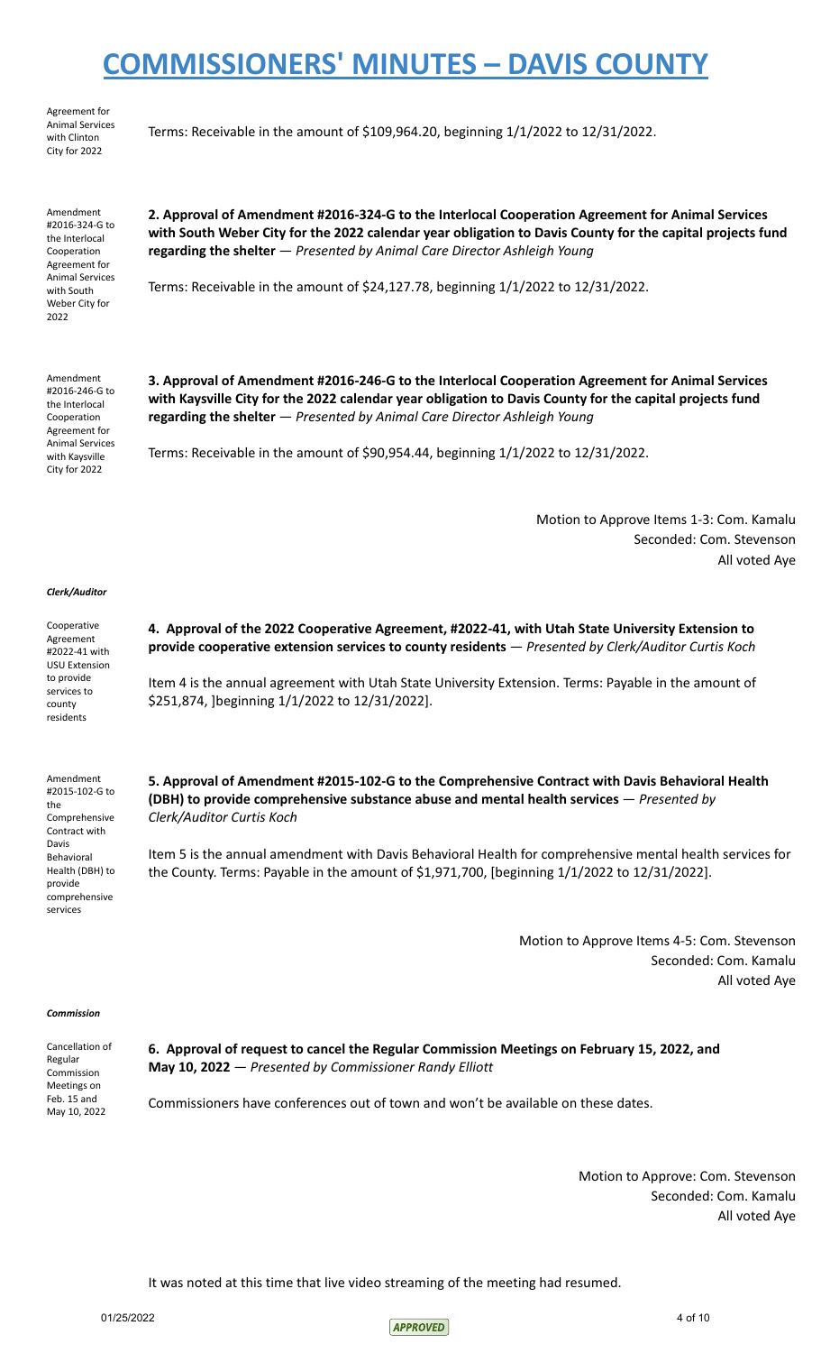# COMMISSIONERS' MINUTES – DAVIS COUNTY

Agreement for Animal Services with Clinton City for 2022

Terms: Receivable in the amount of $109,964.20, beginning 1/1/2022 to 12/31/2022.

Amendment #2016-324-G to the Interlocal Cooperation Agreement for Animal Services with South Weber City for 2022

**2. Approval of Amendment #2016-324-G to the Interlocal Cooperation Agreement for Animal Services with South Weber City for the 2022 calendar year obligation to Davis County for the capital projects fund regarding the shelter** — *Presented by Animal Care Director Ashleigh Young*

Terms: Receivable in the amount of $24,127.78, beginning 1/1/2022 to 12/31/2022.

Amendment #2016-246-G to the Interlocal Cooperation Agreement for Animal Services with Kaysville City for 2022

**3. Approval of Amendment #2016-246-G to the Interlocal Cooperation Agreement for Animal Services with Kaysville City for the 2022 calendar year obligation to Davis County for the capital projects fund regarding the shelter** — *Presented by Animal Care Director Ashleigh Young*

Terms: Receivable in the amount of $90,954.44, beginning 1/1/2022 to 12/31/2022.

Motion to Approve Items 1-3: Com. Kamalu
Seconded: Com. Stevenson
All voted Aye

***Clerk/Auditor***

Cooperative Agreement #2022-41 with USU Extension to provide services to county residents

**4. Approval of the 2022 Cooperative Agreement, #2022-41, with Utah State University Extension to provide cooperative extension services to county residents** — *Presented by Clerk/Auditor Curtis Koch*

Item 4 is the annual agreement with Utah State University Extension. Terms: Payable in the amount of $251,874, ]beginning 1/1/2022 to 12/31/2022].

Amendment #2015-102-G to the Comprehensive Contract with Davis Behavioral Health (DBH) to provide comprehensive services

**5. Approval of Amendment #2015-102-G to the Comprehensive Contract with Davis Behavioral Health (DBH) to provide comprehensive substance abuse and mental health services** — *Presented by Clerk/Auditor Curtis Koch*

Item 5 is the annual amendment with Davis Behavioral Health for comprehensive mental health services for the County. Terms: Payable in the amount of $1,971,700, [beginning 1/1/2022 to 12/31/2022].

Motion to Approve Items 4-5: Com. Stevenson
Seconded: Com. Kamalu
All voted Aye

***Commission***

Cancellation of Regular Commission Meetings on Feb. 15 and May 10, 2022

**6. Approval of request to cancel the Regular Commission Meetings on February 15, 2022, and May 10, 2022** — *Presented by Commissioner Randy Elliott*

Commissioners have conferences out of town and won't be available on these dates.

Motion to Approve: Com. Stevenson
Seconded: Com. Kamalu
All voted Aye

It was noted at this time that live video streaming of the meeting had resumed.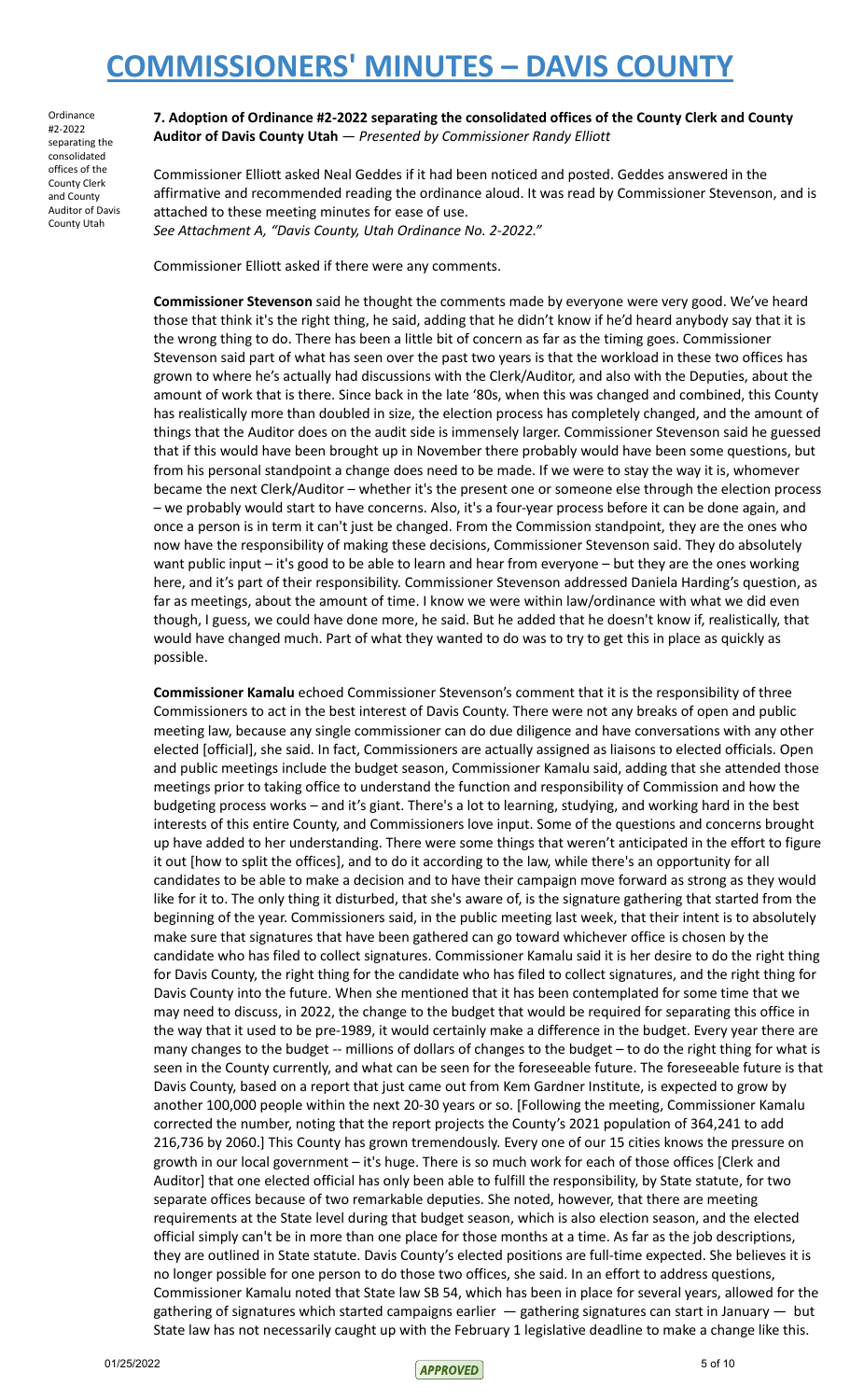Ordinance #2-2022 separating the consolidated offices of the County Clerk and County Auditor of Davis County Utah

**7. Adoption of Ordinance #2-2022 separating the consolidated offices of the County Clerk and County Auditor of Davis County Utah** — *Presented by Commissioner Randy Elliott*

Commissioner Elliott asked Neal Geddes if it had been noticed and posted. Geddes answered in the affirmative and recommended reading the ordinance aloud. It was read by Commissioner Stevenson, and is attached to these meeting minutes for ease of use.
*See Attachment A, "Davis County, Utah Ordinance No. 2-2022."*

Commissioner Elliott asked if there were any comments.

**Commissioner Stevenson** said he thought the comments made by everyone were very good. We've heard those that think it's the right thing, he said, adding that he didn't know if he'd heard anybody say that it is the wrong thing to do. There has been a little bit of concern as far as the timing goes. Commissioner Stevenson said part of what has seen over the past two years is that the workload in these two offices has grown to where he's actually had discussions with the Clerk/Auditor, and also with the Deputies, about the amount of work that is there. Since back in the late '80s, when this was changed and combined, this County has realistically more than doubled in size, the election process has completely changed, and the amount of things that the Auditor does on the audit side is immensely larger. Commissioner Stevenson said he guessed that if this would have been brought up in November there probably would have been some questions, but from his personal standpoint a change does need to be made. If we were to stay the way it is, whomever became the next Clerk/Auditor – whether it's the present one or someone else through the election process – we probably would start to have concerns. Also, it's a four-year process before it can be done again, and once a person is in term it can't just be changed. From the Commission standpoint, they are the ones who now have the responsibility of making these decisions, Commissioner Stevenson said. They do absolutely want public input – it's good to be able to learn and hear from everyone – but they are the ones working here, and it's part of their responsibility. Commissioner Stevenson addressed Daniela Harding's question, as far as meetings, about the amount of time. I know we were within law/ordinance with what we did even though, I guess, we could have done more, he said. But he added that he doesn't know if, realistically, that would have changed much. Part of what they wanted to do was to try to get this in place as quickly as possible.

**Commissioner Kamalu** echoed Commissioner Stevenson's comment that it is the responsibility of three Commissioners to act in the best interest of Davis County. There were not any breaks of open and public meeting law, because any single commissioner can do due diligence and have conversations with any other elected [official], she said. In fact, Commissioners are actually assigned as liaisons to elected officials. Open and public meetings include the budget season, Commissioner Kamalu said, adding that she attended those meetings prior to taking office to understand the function and responsibility of Commission and how the budgeting process works – and it's giant. There's a lot to learning, studying, and working hard in the best interests of this entire County, and Commissioners love input. Some of the questions and concerns brought up have added to her understanding. There were some things that weren't anticipated in the effort to figure it out [how to split the offices], and to do it according to the law, while there's an opportunity for all candidates to be able to make a decision and to have their campaign move forward as strong as they would like for it to. The only thing it disturbed, that she's aware of, is the signature gathering that started from the beginning of the year. Commissioners said, in the public meeting last week, that their intent is to absolutely make sure that signatures that have been gathered can go toward whichever office is chosen by the candidate who has filed to collect signatures. Commissioner Kamalu said it is her desire to do the right thing for Davis County, the right thing for the candidate who has filed to collect signatures, and the right thing for Davis County into the future. When she mentioned that it has been contemplated for some time that we may need to discuss, in 2022, the change to the budget that would be required for separating this office in the way that it used to be pre-1989, it would certainly make a difference in the budget. Every year there are many changes to the budget -- millions of dollars of changes to the budget – to do the right thing for what is seen in the County currently, and what can be seen for the foreseeable future. The foreseeable future is that Davis County, based on a report that just came out from Kem Gardner Institute, is expected to grow by another 100,000 people within the next 20-30 years or so. [Following the meeting, Commissioner Kamalu corrected the number, noting that the report projects the County's 2021 population of 364,241 to add 216,736 by 2060.] This County has grown tremendously. Every one of our 15 cities knows the pressure on growth in our local government – it's huge. There is so much work for each of those offices [Clerk and Auditor] that one elected official has only been able to fulfill the responsibility, by State statute, for two separate offices because of two remarkable deputies. She noted, however, that there are meeting requirements at the State level during that budget season, which is also election season, and the elected official simply can't be in more than one place for those months at a time. As far as the job descriptions, they are outlined in State statute. Davis County's elected positions are full-time expected. She believes it is no longer possible for one person to do those two offices, she said. In an effort to address questions, Commissioner Kamalu noted that State law SB 54, which has been in place for several years, allowed for the gathering of signatures which started campaigns earlier — gathering signatures can start in January — but State law has not necessarily caught up with the February 1 legislative deadline to make a change like this.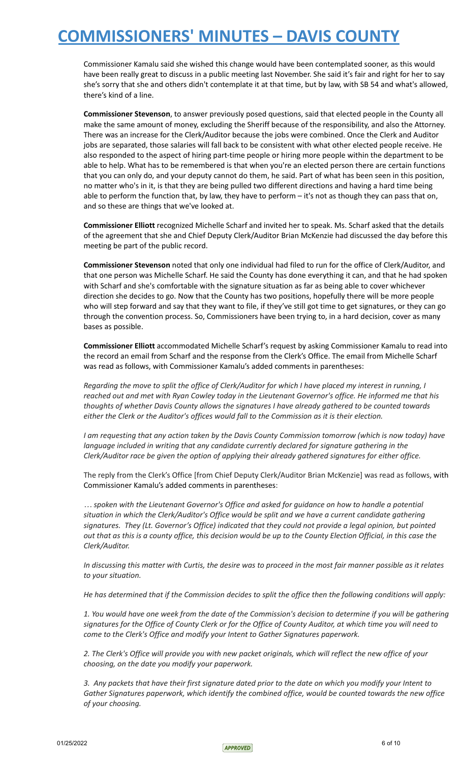Commissioner Kamalu said she wished this change would have been contemplated sooner, as this would have been really great to discuss in a public meeting last November. She said it's fair and right for her to say she's sorry that she and others didn't contemplate it at that time, but by law, with SB 54 and what's allowed, there's kind of a line.

**Commissioner Stevenson**, to answer previously posed questions, said that elected people in the County all make the same amount of money, excluding the Sheriff because of the responsibility, and also the Attorney. There was an increase for the Clerk/Auditor because the jobs were combined. Once the Clerk and Auditor jobs are separated, those salaries will fall back to be consistent with what other elected people receive. He also responded to the aspect of hiring part-time people or hiring more people within the department to be able to help. What has to be remembered is that when you're an elected person there are certain functions that you can only do, and your deputy cannot do them, he said. Part of what has been seen in this position, no matter who's in it, is that they are being pulled two different directions and having a hard time being able to perform the function that, by law, they have to perform – it's not as though they can pass that on, and so these are things that we've looked at.

**Commissioner Elliott** recognized Michelle Scharf and invited her to speak. Ms. Scharf asked that the details of the agreement that she and Chief Deputy Clerk/Auditor Brian McKenzie had discussed the day before this meeting be part of the public record.

**Commissioner Stevenson** noted that only one individual had filed to run for the office of Clerk/Auditor, and that one person was Michelle Scharf. He said the County has done everything it can, and that he had spoken with Scharf and she's comfortable with the signature situation as far as being able to cover whichever direction she decides to go. Now that the County has two positions, hopefully there will be more people who will step forward and say that they want to file, if they've still got time to get signatures, or they can go through the convention process. So, Commissioners have been trying to, in a hard decision, cover as many bases as possible.

**Commissioner Elliott** accommodated Michelle Scharf's request by asking Commissioner Kamalu to read into the record an email from Scharf and the response from the Clerk's Office. The email from Michelle Scharf was read as follows, with Commissioner Kamalu's added comments in parentheses:

*Regarding the move to split the office of Clerk/Auditor for which I have placed my interest in running, I reached out and met with Ryan Cowley today in the Lieutenant Governor's office. He informed me that his thoughts of whether Davis County allows the signatures I have already gathered to be counted towards either the Clerk or the Auditor's offices would fall to the Commission as it is their election.*

*I am requesting that any action taken by the Davis County Commission tomorrow (which is now today) have language included in writing that any candidate currently declared for signature gathering in the Clerk/Auditor race be given the option of applying their already gathered signatures for either office.*

The reply from the Clerk's Office [from Chief Deputy Clerk/Auditor Brian McKenzie] was read as follows, with Commissioner Kamalu's added comments in parentheses:

*… spoken with the Lieutenant Governor's Office and asked for guidance on how to handle a potential situation in which the Clerk/Auditor's Office would be split and we have a current candidate gathering signatures. They (Lt. Governor's Office) indicated that they could not provide a legal opinion, but pointed out that as this is a county office, this decision would be up to the County Election Official, in this case the Clerk/Auditor.*

*In discussing this matter with Curtis, the desire was to proceed in the most fair manner possible as it relates to your situation.*

*He has determined that if the Commission decides to split the office then the following conditions will apply:*

*1. You would have one week from the date of the Commission's decision to determine if you will be gathering signatures for the Office of County Clerk or for the Office of County Auditor, at which time you will need to come to the Clerk's Office and modify your Intent to Gather Signatures paperwork.*

*2. The Clerk's Office will provide you with new packet originals, which will reflect the new office of your choosing, on the date you modify your paperwork.*

*3. Any packets that have their first signature dated prior to the date on which you modify your Intent to Gather Signatures paperwork, which identify the combined office, would be counted towards the new office of your choosing.*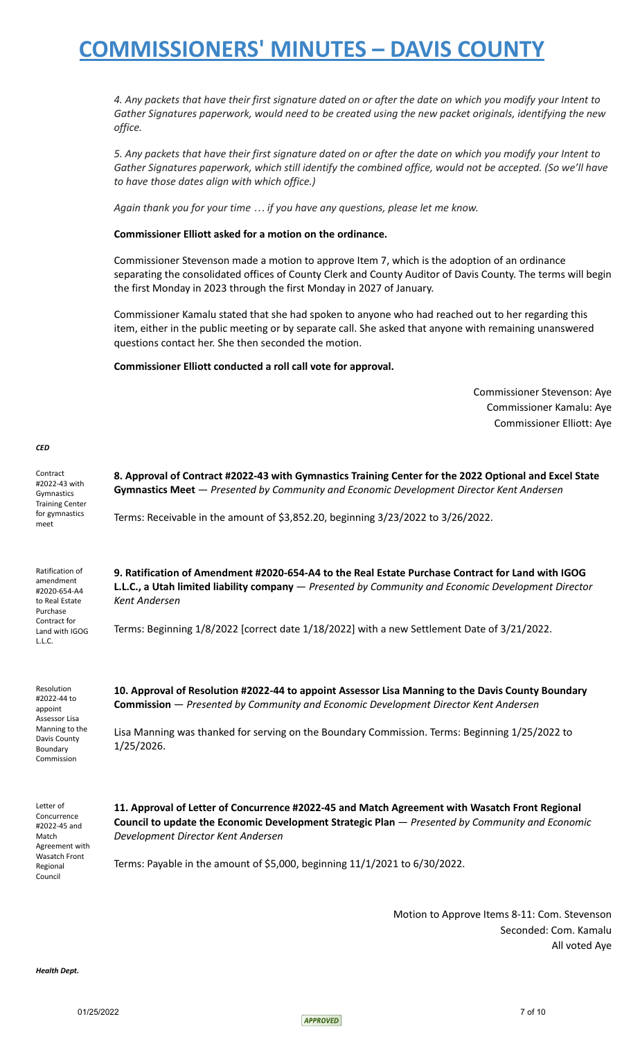*4. Any packets that have their first signature dated on or after the date on which you modify your Intent to Gather Signatures paperwork, would need to be created using the new packet originals, identifying the new office.*

*5. Any packets that have their first signature dated on or after the date on which you modify your Intent to Gather Signatures paperwork, which still identify the combined office, would not be accepted. (So we'll have to have those dates align with which office.)*

*Again thank you for your time … if you have any questions, please let me know.*

**Commissioner Elliott asked for a motion on the ordinance.**

Commissioner Stevenson made a motion to approve Item 7, which is the adoption of an ordinance separating the consolidated offices of County Clerk and County Auditor of Davis County. The terms will begin the first Monday in 2023 through the first Monday in 2027 of January.

Commissioner Kamalu stated that she had spoken to anyone who had reached out to her regarding this item, either in the public meeting or by separate call. She asked that anyone with remaining unanswered questions contact her. She then seconded the motion.

**Commissioner Elliott conducted a roll call vote for approval.**

Commissioner Stevenson: Aye
Commissioner Kamalu: Aye
Commissioner Elliott: Aye

***CED***

Contract #2022-43 with Gymnastics Training Center for gymnastics meet

**8. Approval of Contract #2022-43 with Gymnastics Training Center for the 2022 Optional and Excel State Gymnastics Meet** — *Presented by Community and Economic Development Director Kent Andersen*

Terms: Receivable in the amount of $3,852.20, beginning 3/23/2022 to 3/26/2022.

Ratification of amendment #2020-654-A4 to Real Estate Purchase Contract for Land with IGOG L.L.C.

**9. Ratification of Amendment #2020-654-A4 to the Real Estate Purchase Contract for Land with IGOG L.L.C., a Utah limited liability company** — *Presented by Community and Economic Development Director Kent Andersen*

Terms: Beginning 1/8/2022 [correct date 1/18/2022] with a new Settlement Date of 3/21/2022.

Resolution #2022-44 to appoint Assessor Lisa Manning to the Davis County Boundary Commission

**10. Approval of Resolution #2022-44 to appoint Assessor Lisa Manning to the Davis County Boundary Commission** — *Presented by Community and Economic Development Director Kent Andersen*

Lisa Manning was thanked for serving on the Boundary Commission. Terms: Beginning 1/25/2022 to 1/25/2026.

Letter of Concurrence #2022-45 and Match Agreement with Wasatch Front Regional Council

**11. Approval of Letter of Concurrence #2022-45 and Match Agreement with Wasatch Front Regional Council to update the Economic Development Strategic Plan** — *Presented by Community and Economic Development Director Kent Andersen*

Terms: Payable in the amount of $5,000, beginning 11/1/2021 to 6/30/2022.

Motion to Approve Items 8-11: Com. Stevenson
Seconded: Com. Kamalu
All voted Aye

***Health Dept.***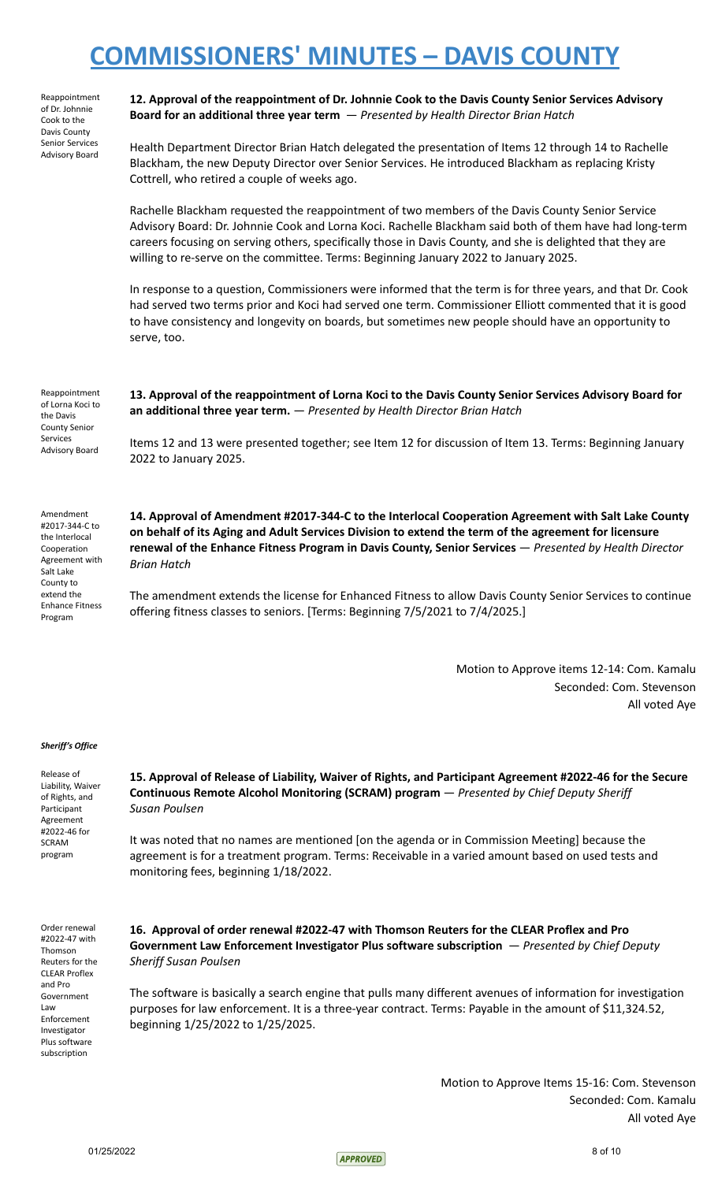Reappointment of Dr. Johnnie Cook to the Davis County Senior Services Advisory Board

**12. Approval of the reappointment of Dr. Johnnie Cook to the Davis County Senior Services Advisory Board for an additional three year term** — *Presented by Health Director Brian Hatch*

Health Department Director Brian Hatch delegated the presentation of Items 12 through 14 to Rachelle Blackham, the new Deputy Director over Senior Services. He introduced Blackham as replacing Kristy Cottrell, who retired a couple of weeks ago.

Rachelle Blackham requested the reappointment of two members of the Davis County Senior Service Advisory Board: Dr. Johnnie Cook and Lorna Koci. Rachelle Blackham said both of them have had long-term careers focusing on serving others, specifically those in Davis County, and she is delighted that they are willing to re-serve on the committee. Terms: Beginning January 2022 to January 2025.

In response to a question, Commissioners were informed that the term is for three years, and that Dr. Cook had served two terms prior and Koci had served one term. Commissioner Elliott commented that it is good to have consistency and longevity on boards, but sometimes new people should have an opportunity to serve, too.

Reappointment of Lorna Koci to the Davis County Senior Services Advisory Board

**13. Approval of the reappointment of Lorna Koci to the Davis County Senior Services Advisory Board for an additional three year term.** — *Presented by Health Director Brian Hatch*

Items 12 and 13 were presented together; see Item 12 for discussion of Item 13. Terms: Beginning January 2022 to January 2025.

Amendment #2017-344-C to the Interlocal Cooperation Agreement with Salt Lake County to extend the Enhance Fitness Program

**14. Approval of Amendment #2017-344-C to the Interlocal Cooperation Agreement with Salt Lake County on behalf of its Aging and Adult Services Division to extend the term of the agreement for licensure renewal of the Enhance Fitness Program in Davis County, Senior Services** — *Presented by Health Director Brian Hatch*

The amendment extends the license for Enhanced Fitness to allow Davis County Senior Services to continue offering fitness classes to seniors. [Terms: Beginning 7/5/2021 to 7/4/2025.]

Motion to Approve items 12-14: Com. Kamalu
Seconded: Com. Stevenson
All voted Aye

***Sheriff's Office***

Release of Liability, Waiver of Rights, and Participant Agreement #2022-46 for SCRAM program

**15. Approval of Release of Liability, Waiver of Rights, and Participant Agreement #2022-46 for the Secure Continuous Remote Alcohol Monitoring (SCRAM) program** — *Presented by Chief Deputy Sheriff Susan Poulsen*

It was noted that no names are mentioned [on the agenda or in Commission Meeting] because the agreement is for a treatment program. Terms: Receivable in a varied amount based on used tests and monitoring fees, beginning 1/18/2022.

Order renewal #2022-47 with Thomson Reuters for the CLEAR Proflex and Pro Government Law Enforcement Investigator Plus software subscription

**16. Approval of order renewal #2022-47 with Thomson Reuters for the CLEAR Proflex and Pro Government Law Enforcement Investigator Plus software subscription** — *Presented by Chief Deputy Sheriff Susan Poulsen*

The software is basically a search engine that pulls many different avenues of information for investigation purposes for law enforcement. It is a three-year contract. Terms: Payable in the amount of $11,324.52, beginning 1/25/2022 to 1/25/2025.

Motion to Approve Items 15-16: Com. Stevenson
Seconded: Com. Kamalu
All voted Aye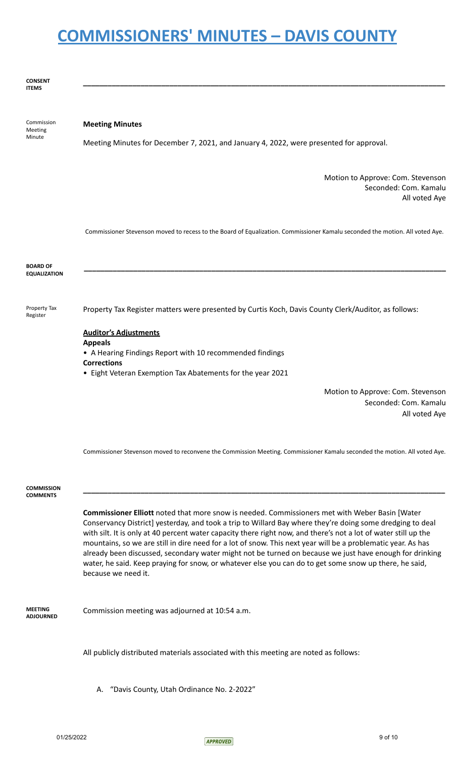# COMMISSIONERS' MINUTES – DAVIS COUNTY

**CONSENT ITEMS**

---

Commission Meeting Minute

**Meeting Minutes**

Meeting Minutes for December 7, 2021, and January 4, 2022, were presented for approval.

Motion to Approve: Com. Stevenson
Seconded: Com. Kamalu
All voted Aye

Commissioner Stevenson moved to recess to the Board of Equalization. Commissioner Kamalu seconded the motion. All voted Aye.

**BOARD OF EQUALIZATION**

---

Property Tax Register

Property Tax Register matters were presented by Curtis Koch, Davis County Clerk/Auditor, as follows:

**Auditor's Adjustments**

**Appeals**

- A Hearing Findings Report with 10 recommended findings

**Corrections**

- Eight Veteran Exemption Tax Abatements for the year 2021

Motion to Approve: Com. Stevenson
Seconded: Com. Kamalu
All voted Aye

Commissioner Stevenson moved to reconvene the Commission Meeting. Commissioner Kamalu seconded the motion. All voted Aye.

**COMMISSION COMMENTS**

---

**Commissioner Elliott** noted that more snow is needed. Commissioners met with Weber Basin [Water Conservancy District] yesterday, and took a trip to Willard Bay where they're doing some dredging to deal with silt. It is only at 40 percent water capacity there right now, and there's not a lot of water still up the mountains, so we are still in dire need for a lot of snow. This next year will be a problematic year. As has already been discussed, secondary water might not be turned on because we just have enough for drinking water, he said. Keep praying for snow, or whatever else you can do to get some snow up there, he said, because we need it.

**MEETING ADJOURNED**

Commission meeting was adjourned at 10:54 a.m.

All publicly distributed materials associated with this meeting are noted as follows:

A. "Davis County, Utah Ordinance No. 2-2022"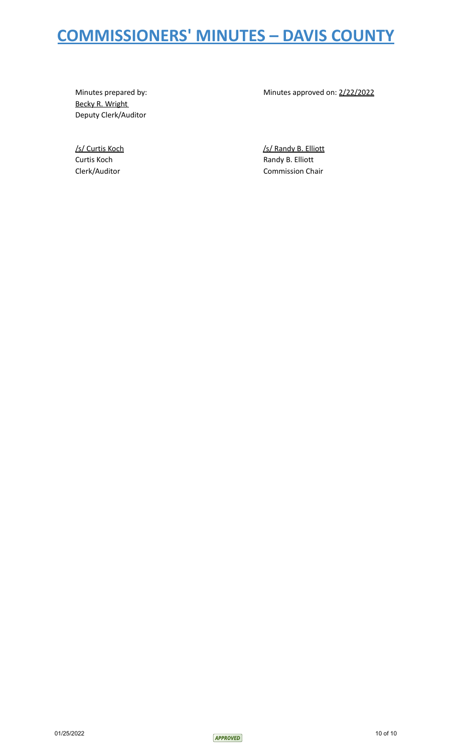Minutes prepared by:
Becky R. Wright
Deputy Clerk/Auditor

Minutes approved on: 2/22/2022

/s/ Curtis Koch
Curtis Koch
Clerk/Auditor

/s/ Randy B. Elliott
Randy B. Elliott
Commission Chair